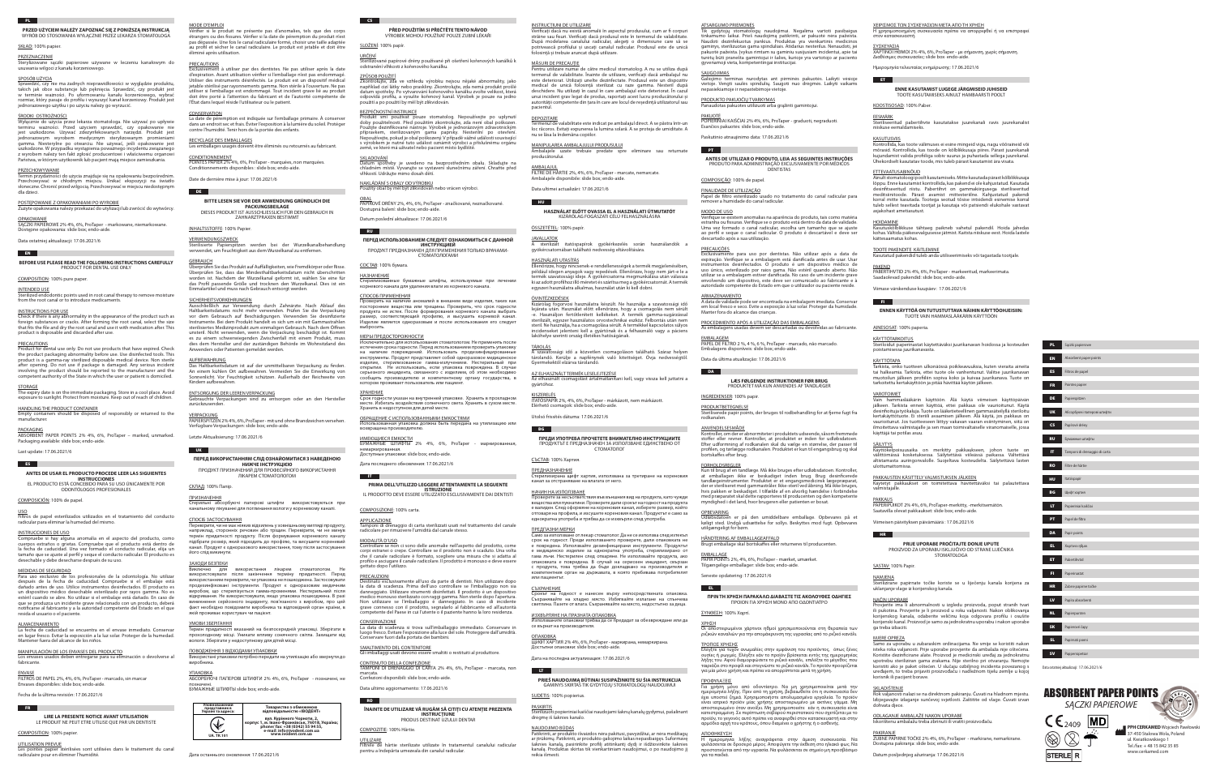## PL

**PRZED UŻYCIEM NALEŻY ZAPOZNAĆ SIĘ Z PONIŻSZĄ INSTRUKCJĄ**
WYRÓB DO STOSOWANIA WYŁĄCZNIE PRZEZ LEKARZA STOMATOLOGA

SKŁAD: 100% papier

PRZEZNACZENIE
Sterylizowane sączki papierowe używane w leczeniu kanałowym do usuwania wilgoci z kanału korzeniowego.

SPOSÓB UŻYCIA
Sprawdzić, czy nie ma żadnych nieprawidłowości w wyglądzie produktu, takich jak obce substancje lub pęknięcia. Sprawdzić, czy produkt jest w terminie ważności. Po uformowaniu kanału korzeniowego, wybrać rozmiar, który pasuje do profilu i wysuszyć kanał korzeniowy. Produkt jest jednorazowego użytku i po użyciu należy go wyrzucić.

ŚRODKI OSTROŻNOŚCI
Wyłącznie do użycia przez lekarza stomatologa. Nie używać po upływie terminu ważności. Przed użyciem sprawdzić, czy opakowanie nie jest uszkodzone. Używać zdezynfekowanych narzędzi. Produkt jest jednorazowym wyrobem medycznym sterylizowanym promieniami gamma. Niesterylne po otwarciu. Nie używać, jeśli opakowanie jest uszkodzone. W przypadku wystąpienia poważnego incydentu związanego z wyrobem należy fakt ten zgłosić producentowi i właściwemu organowi Państwa, w którym użytkownik lub pacjent mają miejsce zamieszkania.

PRZECHOWYWANIE
Termin przydatności do użycia znajduje się na opakowaniu bezpośrednim. Przechowywać w chłodnym miejscu. Unikać ekspozycji na światło słoneczne. Chronić przed wilgocią. Przechowywać w miejscu niedostępnym dla dzieci.

POSTĘPOWANIE Z OPAKOWANIAMI PO WYROBIE
Zużyte opakowania należy przekazać do utylizacji lub zwrócić do wytwórcy.

OPAKOWANIE
SĄCZKI PAPIEROWE 2% 4%, 6%, ProTaper - markowane, niemarkowane.
Dostępne opakowania: slide box; endo-aide.

Data ostatniej aktualizacji: 17.06.2021/6

## EN

**BEFORE USE PLEASE READ THE FOLLOWING INSTRUCTIONS CAREFULLY**
PRODUCT FOR DENTAL USE ONLY

COMPOSITION: 100% pure paper.

INTENDED USE
Sterilized endodontic points used in root canal therapy to remove moisture from the root canal or to introduce medicaments.

INSTRUCTIONS FOR USE
Check if there is any abnormality in the appearance of the product such as foreign substances or cracks. After forming the root canal, select the size that fits the file and dry the root canal and use it with medication after. This product is disposable and discarded after use.

PRECAUTIONS
Product for dental use only. Do not use products that have expired. Check the product packaging abnormality before use. Use disinfected tools. This product is a gamma-ray sterilized disposable medical device. Non sterile after opening. Do not use if package is damaged. Any serious incident involving the product should be reported to the manufacturer and the competent authority of the State in which the user or patient is domiciled.

STORAGE
The expiry date is on the immediate packaging. Store in a cool place. Avoid exposure to sunlight. Protect from moisture. Keep out of reach of children.

HANDLING THE PRODUCT CONTAINER
Empty containers should be disposed of responsibly or returned to the manufacturer.

PACKAGING
ABSORBENT PAPER POINTS 2% 4%, 6%, ProTaper – marked, unmarked. Packaging available: slide box; endo-aide.

Last update: 17.06.2021/6

## ES

**ANTES DE USAR EL PRODUCTO PROCEDE LEER LAS SIGUIENTES INSTRUCCIONES**
EL PRODUCTO ESTÁ CONCEBIDO PARA SU USO ÚNICAMENTE POR ODONTÓLOGOS PROFESIONALES

COMPOSICIÓN: 100% de papel.

USO
Palos de papel esterilizados utilizados en el tratamiento del conducto radicular para eliminar la humedad del mismo.

INSTRUCCIONES DE USO
Compruebe si hay alguna anomalía en el aspecto del producto, como cuerpos extraños o grietas. Compruebe que el producto está dentro de la fecha de caducidad. Una vez formado el conducto radicular, elija un tamaño que se ajuste al perfil y seque el conducto radicular. El producto es desechable y debe desecharse después de su uso.

MEDIDAS DE SEGURIDAD
Para uso exclusivo de los profesionales de la odontología. No utilizar después de la fecha de caducidad. Compruebe si el embalaje está dañado antes de uso. Utilice instrumentos desinfectados. El producto es un dispositivo médico desechable esterilizado por rayos gamma. No es estéril cuando se abre. No utilizar si el embalaje está dañado. En caso de que se produzca un incidente grave relacionado con un producto, deberá notificarse al fabricante y a la autoridad competente del Estado en el que resida el usuario o el paciente.

ALMACENAMIENTO
La fecha de caducidad se encuentra en el envase inmediato. Conservar en lugar fresco. Evitar la exposición a la luz solar. Proteger de la humedad. Mantener fuera del alcance de los niños.

MANIPULACIÓN DE LOS ENVASES DEL PRODUCTO
Los envases usados deben entregarse para su eliminación o devolverse al fabricante.

ENVASE
FILTROS DE PAPEL 2%, 4%, 6%, ProTaper - marcado, sin marcar
Envases disponibles: slide box; endo-aide.

Fecha de la última revisión: 17.06.2021/6

## FR

**LIRE LA PRESENTE NOTICE AVANT UTILISATION**
LE PRODUIT NE PEUT ÊTRE UTILISÉ QUE PAR UN DENTISTE

COMPOSITION: 100% papier.

UTILISATION PRÉVUE
Les pointes papier stérilisées sont utilisées dans le traitement du canal radiculaire pour en éliminer l'humidité.

MODE D'EMPLOI
Vérifier si le produit ne présente pas d'anomalies, tels que des corps étrangers ou des fissures. Vérifier si la date de péremption du produit n'est pas dépassée. Une fois le canal radiculaire formé, choisir une taille adaptée au profil et sécher le canal radiculaire. Le produit est jetable et doit être éliminé après utilisation.

PRECAUTIONS
Exclusivement à utiliser par des dentistes. Ne pas utiliser après la date d'expiration. Avant utilisation vérifier si l'emballage n'est pas endommagé. Utiliser des instruments désinfectés. Le produit est un dispositif médical jetable stérilisé par rayonnement gamma. Non stérile à l'ouverture. Ne pas utiliser si l'emballage est endommagé. Tout incident grave lié au produit doit être porté à l'attention du fabricant et de l'autorité compétente de l'État dans lequel réside l'utilisateur ou le patient.

CONSERVATION
La date de péremption est indiquée sur l'emballage primaire. À conserver dans un endroit sec et frais. Éviter l'exposition à la lumière du soleil. Protéger contre l'humidité. Tenir hors de la portée des enfants.

RECYCLAGE DES EMBALLAGES
Les emballages usagés doivent être éliminés ou retournés au fabricant.

CONDITIONNEMENT
POINTES PAPIER 2% 4%, 6%, ProTaper - marquées, non marquées.
Conditionnements disponibles : slide box; endo-aide.

Date de dernière mise à jour: 17.06.2021/6

## DE

**BITTE LESEN SIE VOR DER ANWENDUNG GRÜNDLICH DIE PACKUNGSBEILAGE**
DIESES PRODUKT IST AUSSCHLIESSLICH FÜR DEN GEBRAUCH IN ZAHNARZTPRAXEN BESTIMMT

INHALTSSTOFFE: 100% Papier.

VERWENDUNGSZWECK
Sterilisierte Papierspitzen werden bei der Wurzelkanalbehandlung verwendet, um Feuchtigkeit aus dem Wurzelkanal zu entfernen.

GEBRAUCH
Überprüfen Sie das Produkt auf Auffälligkeiten, wie Fremdkörper oder Risse. Überprüfen Sie, dass das Mindesthaltbarkeitsdatum nicht überschritten worden ist. Nachdem der Wurzelkanal geformt ist, wählen Sie eine für das Profil passende Größe und trocknen den Wurzelkanal. Dies ist ein Einmalartikel und muss nach Gebrauch entsorgt werden.

SICHERHEITSVORKEHRUNGEN
Ausschließlich zur Verwendung durch Zahnärzte. Nach Ablauf des Haltbarkeitsdatums nicht mehr verwenden. Prüfen Sie die Verpackung vor dem Gebrauch auf Beschädigungen. Verwenden Sie desinfizierte Instrumente. Bei dem Produkt handelt es sich um ein mit Gammastrahlen sterilisiertes Medizinprodukt zum einmaligen Gebrauch. Nach dem Öffnen unsteril. Nicht verwenden, wenn die Verpackung beschädigt ist. Kommt es im Zusammenhang mit dem Produkt zu einem schwerwiegenden Zwischenfall, ist dies dem Hersteller und der zuständigen Behörde im Wohnsitzland des Anwenders oder Patienten zu melden.

AUFBEWAHRUNG
Das Haltbarkeitsdatum ist auf der unmittelbaren Verpackung zu finden. An einem kühlen Ort aufbewahren. Vermeiden Sie die Einwirkung von Sonnenlicht. Vor Feuchtigkeit schützen. Außerhalb der Reichweite von Kindern aufbewahren.

ENTSORGUNG DER LEEREN VERPACKUNG
Gebrauchte Verpackungen sind zu entsorgen oder an den Hersteller zurückzusenden.

VERPACKUNG
PAPIERSPITZEN 2% 4%, 6%, ProTaper - mit und ohne Brandzeichen versehen.
Verfügbare Verpackungen: slide box; endo-aide.

Letzte Aktualisierung: 17.06.2021/6

## UK

**ПЕРЕД ВИКОРИСТАННЯМ СЛІД ОЗНАЙОМИТИСЯ З НАВЕДЕНОЮ НИЖЧЕ ІНСТРУКЦІЄЮ**
ПРОДУКТ ПРИЗНАЧЕНИЙ ДЛЯ ПРОФЕСІЙНОГО ВИКОРИСТАННЯ ЛІКАРЕМ СТОМАТОЛОГОМ

СКЛАД: 100% Папір.

ПРИЗНАЧЕННЯ
Стерильні абсорбуючі паперові штифти використовуються при канальному лікуванні для поглинання вологи у кореневому каналі.

СПОСІБ ЗАСТОСУВАННЯ
Перевірте, чи не має якихось відхилень у зовнішньому вигляді продукту, наприклад, сторонніх речовин або тріщин. Перевірте, чи не минув термін придатності продукту. Після формування кореневого каналу підберіть розмір, який підходить до профілю, та висушіть кореневий канал. Продукт є одноразовою виробом, тому після застосування його слід викинути.

ЗАХОДИ БЕЗПЕКИ
Виключно для використання лікарем стоматологом. Не використовувати після закінчення терміну придатності. Перед використанням перевірити, чи упаковка не пошкоджена. Застосовувати продезінфіковані інструменти. Продукт є одноразовим медичним виробом, що стерилізується гамма-променями. Нестерильний після відкриття. Не використовувати, якщо упаковка пошкоджена. В разі виникнення серйозного інциденту, пов'язаного з виробом, про цей факт необхідно повідомити виробника та відповідний орган країни, в якій проживає користувач чи пацієнт.

УМОВИ ЗБЕРІГАННЯ
Термін придатності вказаний на безпосередній упаковці. Зберігати в прохолодному місці. Уникати впливу сонячного світла. Захищати від вологи. Зберігати у недоступному для дітей місці.

ПОВОДЖЕННЯ З ВІДХОДАМИ УПАКОВКИ
Використані упаковки потрібно передати на утилізацію або звернути до виробника.

УПАКОВКА
АБСОРБУЮЧІ ПАПЕРОВІ ШТИФТИ 2% 4%, 6%, ProTaper – позначені, не позначені.
Бумажные штифты: slide box; endo-aide.

| Уповноважений представник в Україні та адреса | Товариство з обмеженою відповідальністю «ВОДЕНТ» вул. Курінного Чорноти, 2, корпус 1, м. Івано-Франківськ, 76018, Україна; phone/ fax: +38 (0342) 55 94 55, e-mail: info@vodent.com.ua www.vodent.com.ua |
|---|---|

UK TR 101

Дата останнього оновлення: 17.06.2021/6

## CS

**PŘED POUŽITÍM SI PŘEČTĚTE TENTO NÁVOD**
VÝROBEK MOHOU POUŽÍVAT POUZE ZUBNÍ LÉKAŘI

SLOŽENÍ: 100% papír.

URČENÍ
Sterilizované papírové drény používané při ošetření kořenových kanálků k odstranění vlhkosti z kořenového kanálku.

ZPŮSOB POUŽITÍ
Zkontrolujte, zda ve vzhledu výrobku nejsou nějaké abnormality, jako například cizí látky nebo praskliny. Zkontrolujte, zda nemá produkt prošlé datum spotřeby. Po vytvarování kořenového kanálku zvolte velikost, která odpovídá profilu, a vysušte kořenový kanál. Výrobek je pouze na jedno použití a po použití by měl být zlikvidován.

BEZPEČNOSTNÍ POKYNY
Produkt smí používat pouze stomatolog. Nepoužívejte po uplynutí doby použitelnosti. Před použitím zkontrolujte, zda není obal poškozen. Použijte dezinfikované nástroje. Výrobek je jednorázovým zdravotnickým prostředkem sterilizovaným gama zářením. Nesterilní po otevření. Nepoužívejte, pokud je obal poškozený. V případě vážné události související s výrobkem je nutné tuto událost oznámit výrobci a příslušnému orgánu země, ve které má uživatel nebo pacient místo bydliště.

SKLADOVÁNÍ
Datum spotřeby je uvedeno na bezprostředním obalu. Skladujte na chladném místě. Vyvarujte se vystavení slunečnímu záření. Chraňte před vlhkostí. Udržujte mimo dosah dětí.

NAKLÁDÁNÍ S OBALY OD VÝROBKU
Použitý obal by měl být zlikvidován nebo vrácen výrobci.

OBAL
PAPÍROVÉ DRÉNY 2%, 4%, 6%, ProTaper - značkované, neznačkované.
Dostupná balení: slide box; endo-aide.

Datum poslední aktualizace: 17.06.2021/6

## RU

**ПЕРЕД ИСПОЛЬЗОВАНИЕМ СЛЕДУЕТ ОЗНАКОМИТЬСЯ С ДАННОЙ ИНСТРУКЦИЕЙ**
ПРОДУКТ ПРЕДНАЗНАЧЕН ДЛЯ ПРИМЕНЕНИЯ ТОЛЬКО ВРАЧАМИ-СТОМАТОЛОГАМИ

СОСТАВ: 100% бумага.

НАЗНАЧЕНИЕ
Стерилизованные бумажные штифты, используемые при лечении корневого канала для удаления влаги из корневого канала.

СПОСОБ ПРИМЕНЕНИЯ
Проверить на наличие аномалий во внешнем виде изделия, таких как посторонние вещества или трещины. Проверить, что срок годности продукта не истек. После формирования корневого канала выбрать размер, который соответствует профилю, и высушить корневой канал. Изделие является одноразовым и после использования его следует выбросить.

МЕРЫ ПРЕДОСТОРОЖНОСТИ
Исключительно для использования стоматологом. Не применять после истечения срока годности. Перед использованием проверить упаковку на наличие повреждений. Использовать продезинфицированные инструменты. Продукт представляет собой одноразовое медицинское изделие, стерилизованное гамма-излучением. Нестерильный при открытии. Не использовать, если упаковка повреждена. В случае серьезного инцидента, связанного с изделием, об этом необходимо сообщить производителю и компетентному органу государства, в котором проживает пользователь или пациент.

ХРАНЕНИЕ
Срок годности указан на внутренней упаковке. Хранить в прохладном месте. Избегать воздействия солнечного света. Хранить в сухом месте. Хранить в недоступном для детей месте.

ОБРАЩЕНИЕ С ИСПОЛЬЗОВАННЫМИ ЕМКОСТЯМИ
Использованная упаковка должна быть передана на утилизацию или возвращена производителю.

ИМЕЮЩИЕСЯ ЕМКОСТИ
БУМАЖНЫЕ ШТИФТЫ 2% 4%, 6%, ProTaper – маркированная, немаркированная.
Доступные упаковки: slide box; endo-aide.

Дата последнего обновления: 17.06.2021/6

## IT

**PRIMA DELL'UTILIZZO LEGGERE ATTENTAMENTE LA SEGUENTE ISTRUZIONE**
IL PRODOTTO DEVE ESSERE UTILIZZATO ESCLUSIVAMENTE DAI DENTISTI

COMPOSIZIONE: 100% carta.

APPLICAZIONE
Tamponi di drenaggio di carta sterilizzati usati nel trattamento del canale radicolare per rimuovere l'umidità dal canale stesso.

MODALITÀ D'USO
Controllare se non ci sono delle anomalie nell'aspetto del prodotto, come corpi estranei o crepe. Controllare se il prodotto non è scaduto. Una volta che il canale radicolare è formato, scegliere una misura che si adatta al profilo e asciugare il canale radicolare. Il prodotto è monouso e deve essere gettato dopo l'utilizzo.

PRECAUZIONI
Destinato esclusivamente all'uso da parte di dentisti. Non utilizzare dopo la data di scadenza. Prima dell'uso controllare se l'imballaggio non sia danneggiato. Utilizzare strumenti disinfettati. Il prodotto è un dispositivo medico monouso sterilizzato con raggi gamma. Non sterile dopo l'apertura. Non utilizzare se l'imballaggio è danneggiato. In caso di incidente grave connesso con il prodotto, segnalarlo al fabbricante e all'autorità competente dello Stato in cui l'utente o il paziente hanno la loro residenza.

CONSERVAZIONE
La data di scadenza si trova sull'imballaggio immediato. Conservare in luogo fresco. Evitare l'esposizione alla luce del sole. Proteggere dall'umidità. Conservare fuori dalla portata dei bambini.

SMALTIMENTO DEL CONTENITORE
Gli imballaggi usati devono essere smaltiti o restituiti al produttore.

CONTENUTO DELLA CONFEZIONE
TAMPONI DI DRENAGGIO DI CARTA 2% 4%, 6%, ProTaper – marcata, non marcata.
Confezioni disponibili: slide box; endo-aide.

Data ultimo aggiornamento: 17.06.2021/6

## RO

**ÎNAINTE DE UTILIZARE VĂ RUGĂM SĂ CITIȚI CU ATENȚIE PREZENTA INSTRUCȚIUNE**
PRODUS DESTINAT UZULUI DENTAR

COMPOZIȚIE: 100% hârtie.

UTILIZARE
Filtrele de hârtie sterilizate utilizate în tratamentul canalului radicular pentru a îndepărta umezeala din canalul radicular.

INSTRUCȚIUNI DE UTILIZARE
Verificați dacă nu există anomalii în aspectul produsului, cum ar fi corpuri străine sau fisuri. Verificați dacă produsul este în termenul de valabilitate. După modelarea canalului radicular, alegeți o dimensiune care să se potrivească profilului și uscați canalul radicular. Produsul este de unică folosință și trebuie aruncat după utilizare.

MĂSURI DE PRECAUȚIE
Pentru utilizare numai de către medicul stomatolog. A nu se utiliza după termenul de valabilitate. Înainte de utilizare, verificați dacă ambalajul nu este deteriorat. Utilizați unelte dezinfectate. Produsul este un dispozitiv medical de unică folosință sterilizat cu raze gamma. Nesteril după deschidere. Nu utilizați în cazul în care ambalajul este deteriorat. În cazul unui incident grav legat de produs, raportați acest lucru producătorului și autorității competente din țara în care are locul de reședință utilizatorul sau pacientul.

DEPOZITARE
Termenul de valabilitate este indicat pe ambalajul direct. A se păstra într-un loc răcoros. Evitați expunerea la lumina solară. A se proteja de umiditate. A nu se lăsa la îndemâna copiilor.

MANIPULAREA AMBALAJULUI PRODUSULUI
Ambalajele uzate trebuie predate spre eliminare sau returnate producătorului.

AMBALAJUL
FILTRE DE HÂRTIE 2%, 4%, 6%, ProTaper - marcate, nemarcate.
Ambalaje disponibile: slide box; endo-aide.

Data ultimei actualizări: 17.06.2021/6

## HU

**HASZNÁLAT ELŐTT OLVASSA EL A HASZNÁLATI ÚTMUTATÓT**
KIZÁRÓLAG FOGÁSZATI CÉLÚ FELHASZNÁLÁSRA

ÖSSZETÉTEL: 100% papír.

JAVALLATOK
A sterilizált katópapírok gyökérkezelés során használandók a gyökércsatornában található nedvesség eltávolítására.

HASZNÁLATI UTASÍTÁS
Ellenőrizze, hogy nincsenek-e rendellenességek a termék megjelenésében, például idegen anyagok vagy repedések. Ellenőrizze, hogy nem járt-e le a termék szavatossági ideje. A gyökércsatorna megmunkálása után válassza ki azt a méretet, amelyik illeszkedik a profilhoz és szárítsa ki a gyökércsatornát. A termék egyszeri használatra alkalmas, használat után ki kell dobni.

ÓVINTÉZKEDÉSEK
Csak fogorvosi használatra készült. Ne használja a szavatossági idő lejárata után. Használat előtt ellenőrizze, hogy a csomagolás nem sérült-e. Használjon fertőtlenített kellékeket. A termék gamma-sugárzással sterilizált, egyszer használatos orvostechnikai eszköz. Felbontás után nem steril. Ne használja, ha a csomagolás sérült. A termékkel kapcsolatos súlyos incidenseket jelenteni kell a gyártónak és a felhasználó vagy a páciens lakóhelye szerinti ország illetékes hatóságának.

TÁROLÁS
A szavatossági idő a közvetlen csomagoláson található. Száraz helyen tárolandó. Kerülje a napfénynek való kitettséget. Óvja nedvességtől. Gyermekektől elzárva tárolandó.

AZ ELHASZNÁLT TERMÉK LESELEJTEZÉSE
Az elhasznált csomagolást ártalmatlanítani kell, vagy vissza kell juttatni a gyártóhoz.

KISZERELÉS
ITATÓSAPAR 2%, 4%, 6%, ProTaper – márkázott, nem márkázott.
Elérhető csomagok: slide box; endo-aide.

Utolsó frissítés dátuma: 17.06.2021/6

## BG

**ПРЕДИ УПОТРЕБА ПРОЧЕТЕТЕ ВНИМАТЕЛНО ИНСТРУКЦИИТЕ**
ПРОДУКТЪТ Е ПРЕДНАЗНАЧЕН ЗА ИЗПОЛЗВАНЕ ЕДИНСТВЕНО ОТ СТОМАТОЛОГ

СЪСТАВ: 100% Хартия.

ПРЕДНАЗНАЧЕНИЕ
Стерилизирани хартиени щифтове, използвани за третиране на кореновия канал за отстраняване на влагата от него.

НАЧИН НА ИЗПОЛЗВАНЕ
Проверете за несъответствия във външния вид на продукта, като чужди вещества или пукнатини. Проверете дали срокът на годност на продукта е валиден. След оформяне на кореновия канал, изберете размер, който отговаря на профила, и изсушете кореновия канал. Продуктът е само за еднократна употреба и трябва да се изхвърли след употреба.

ПРЕДПАЗНИ МЕРКИ
Само за използване от лекар стоматолог. Да не се използва след изтичане срок на годност. Преди използването проверете, дали опаковката не е повредена. Използвайте дезинфекцирани инструменти. Продуктът е медицинско изделие за еднократна употреба, стерилизирано с гама лъчи. Нестерилен след отваряне. Не използвайте, ако опаковката е повредена. В случай на сериозен инцидент, свързан с продукта, това трябва да бъде докладвано на производителя и компетентния орган на държавата, в която пребивава потребителят или пациентът.

СЪХРАНЕНИЕ
Срокът на годност е написан върху непосредствената опаковка. Съхранявайте на хладно място. Избягвайте излагане на слънчева светлина. Пазете от влага. Съхранявайте на място, недостъпно за деца.

ИЗХВЪРЛЯНЕ НА ПРАЗНАТА ОПАКОВКА
Използваните опаковки трябва да се предадат за обезвреждане или да се върнат на производителя.

ОПАКОВКА
ЩИФТ ХАРТИЯ 2% 4%, 6%, ProTaper – маркирана, немаркирана.
Достъпни опаковки: slide box; endo-aide.

Дата на последна актуализация: 17.06.2021/6

## LT

**PRIEŠ NAUDOJIMĄ BŪTINAI SUSIPAŽINKITE SU ŠIA INSTRUKCIJA**
GAMINYS SKIRTAS TIK GYDYTOJŲ STOMATOLOGŲ NAUDOJIMUI

SUDĖTIS: 100% popierius.

PASKIRTIS
Sterilizuoti popieriniai kaiščiai naudojami šaknų kanalų gydymui, pašalinant drėgmę iš šaknies kanalo.

NAUDOJIMO BŪDAS
Patikrinti, ar produkto išvaizdos nėra pakitusi, pavyzdžiui, ar nėra meditagų ar įtrūkimų. Patikrinti, ar produkto galiojimo laikas nepasibaigęs. Suformavus šaknies kanalą, pasirinkite profilį atitinkantį dydį ir išdžiovinkite šaknies kanalą. Produktas skirtas tik vienkartiniam naudojimui, o po naudojimo jį reikia išmesti.

ATSARGUMO PRIEMONĖS
Tik gydytojui stomatologui naudojimui. Negalima vartoti pasibaigus tinkamumo laikui. Prieš naudojimą patikrinti, ar pakuotė nėra pažeista. Naudoti dezinfekuotus įrankius. Produktas yra vienkartinis medicinos gaminys, sterilizuotas gama spinduliais. Atidarius nesterilus. Nenaudoti, jei pakuotė pažeista. Įvykus rimtam su gaminiu susijusiam incidentui, apie tai turėtų būti pranešta gamintojui ir šalies, kurioje yra vartotojo ar paciento gyvenamoji vieta, kompetentingai institucijai.

SAUGOJIMAS
Galiojimo terminas nurodytas ant pirminės pakuotės. Laikyti vėsioje vietoje. Vengti saulės spindulių. Saugoti nuo drėgmės. Laikyti vaikams nepasiekiamoje ir nepastebimoje vietoje.

PRODUKTO PAKUOČIŲ TVARKYMAS
Panaudotas pakuotes utilizuoti arba grąžinti gamintojui.

PAKUOTĖ
POPIERINIAI KAIŠČIAI 2% 4%, 6%, ProTaper - graduoti, negraduoti.
Esančios pakuotės: slide box; endo-aide.

Paskutinio atnaujinimo data: 17.06.2021/6

## PT

**ANTES DE UTILIZAR O PRODUTO, LEIA AS SEGUINTES INSTRUÇÕES**
PRODUTO PARA ADMINISTRAÇÃO EXCLUSIVAMENTE POR MÉDICOS DENTISTAS

COMPOSIÇÃO: 100% de papel.

FINALIDADE DE UTILIZAÇÃO
Papel de filtro esterilizado usado no tratamento do canal radicular para remover a humidade do canal radicular.

MODO DE USO
Verifique se existem anomalias na aparência do produto, tais como matéria estranha ou fissuras. Verifique se o produto está dentro da data de validade. Uma vez formado o canal radicular, escolha um tamanho que se ajuste ao perfil e seque o canal radicular. O produto é descartável e deve ser descartado após a sua utilização.

PRECAUÇÕES
Exclusivamente para uso por dentistas. Não utilizar após a data de expiração. Verifique se a embalagem está danificada antes de usar. Usar instrumentos desinfectados. O produto é um dispositivo médico de uso único, esterilizado por raios gama. Não estéril quando aberto. Não utilizar se a embalagem estiver danificada. No caso de um incidente grave envolvendo um dispositivo médico, este deve ser reportado ao fabricante e à autoridade competente do Estado em que o utilizador ou paciente reside.

ARMAZENAMENTO
A data de validade pode ser encontrada na embalagem imediata. Conservar em local fresco e seco. Evite a exposição à luz solar. Proteger da humidade. Manter fora do alcance das crianças.

PROCEDIMENTO APÓS A UTILIZAÇÃO DAS EMBALAGENS
As embalagens usadas devem ser descartadas ou devolvidas ao fabricante.

EMBALAGEM
PAPEL DE FILTRO 2%, 4 %, 6 %, ProTaper - marcado, não marcado.
Embalagens disponíveis: slide box; endo-aide.

Data da última atualização: 17.06.2021/6

## DA

**LÆS FØLGENDE INSTRUKTIONER FØR BRUG**
PRODUKTET MÅ KUN ANVENDES AF TANDLÆGER

INGREDIENSER: 100% papir.

PRODUKTBETEGNELSE
Steriliserede papir points, der bruges til rodbehandling for at fjerne fugt fra rodkanalen.

ANVENDELSESMÅDE
Kontroller, om der er abnormiteter i produktets udseende, såsom fremmede stoffer eller revner. Kontroller, at produktet er inden for udløbsdatoen. Efter udformning af rodkanalen skal du vælge en størrelse, der passer til profilen, og tørlægge rodkanalen. Produktet er kun til engangsbrug og skal bortskaffes efter brug.

FORHOLDSREGLER
Kun til brug af en tandlæge. Må ikke bruges efter udløbsdatoen. Kontroller, at emballagen ikke er beskadiget inden brug. Brug desinficerede tandlægeinstrumenter. Produktet er et engangsmedicinsk løsbaseret med gammastråler. Ikke steril ved åbning. Må ikke bruges, hvis pakken er beskadiget. I tilfælde af en alvorlig hændelse i forbindelse med produktet skal dette rapporteres til producenten og den kompetente myndighed i det land, hvor brugeren eller patienten er bosat.

OPBEVARING
Udløbsdatoen er på den umiddelbare emballage. Opbevares på et køligt sted. Undgå udsættelse for sollys. Beskyttes mod fugt. Opbevares utilgængeligt for børn.

HÅNDTERING AF EMBALLAGEAFFALD
Brugt emballage skal bortskaffes eller returneres til producenten.

EMBALLAGE
PAPIR POINTS 2%, 4%, 6%, ProTaper - mærket, umærket.
Tilgængelige emballager: slide box; endo-aide.

Seneste opdatering: 17.06.2021/6

## EL

**ΠΡΙΝ ΤΗ ΧΡΗΣΗ ΠΑΡΑΚΑΛΩ ΔΙΑΒΑΣΤΕ ΤΙΣ ΑΚΟΛΟΥΘΕΣ ΟΔΗΓΙΕΣ**
ΠΡΟΙΟΝ ΓΙΑ ΧΡΗΣΗ ΜΟΝΟ ΑΠΟ ΟΔΟΝΤΙΑΤΡΟ

ΣΥΝΘΕΣΗ: 100% Χαρτί.

ΧΡΗΣΗ
Οι αποστειρωμένοι χάρτινοι κώνοι χρησιμοποιούνται στη θεραπεία των ριζικών καναλιών για την απομάκρυνση της υγρασίας από το ριζικό κανάλι.

ΤΡΟΠΟΣ ΧΡΗΣΗΣ
Ελέγξτε για τυχόν ανωμαλίες στην εμφάνιση του προϊόντος, όπως ξένες ουσίες ή ρωγμές. Ελέγξτε εάν το προϊόν βρίσκεται εντός της ημερομηνίας λήξης του. Αφού διαμορφώσετε το ριζικό κανάλι, επιλέξτε το μέγεθος που ταιριάζει στο προφίλ και στεγνώστε το ριζικό κανάλι. Το προϊόν προορίζεται για μία μόνο χρήση και πρέπει να απορρίπτεται μετά τη χρήση.

ΠΡΟΦΥΛΑΞΕΙΣ
Για χρήση μόνο από οδοντίατρο. Να μη χρησιμοποιείται μετά την ημερομηνία λήξης. Πριν από τη χρήση, βεβαιωθείτε ότι η συσκευασία δεν έχει υποστεί ζημιά. Χρησιμοποιήστε απολυμασμένα εργαλεία. Το προϊόν είναι ιατρικό προϊόν μιας χρήσης αποστειρωμένο με ακτίνες γάμμα. Μη αποστειρωμένο όταν ανοιχτεί. Μη χρησιμοποιείτε εάν η συσκευασία είναι κατεστραμμένη. Σε περίπτωση σοβαρού περιστατικού που σχετίζεται με το προϊόν, το γεγονός αυτό πρέπει να αναφερθεί στον κατασκευαστή και στην αρμόδια αρχή του κράτους, όπου διαμένει ο χρήστης ή ο ασθενής.

ΑΠΟΘΗΚΕΥΣΗ
Η ημερομηνία λήξης αναγράφεται στην άμεση συσκευασία. Να φυλάσσεται σε δροσερό μέρος. Αποφύγετε την έκθεση στο ηλιακό φως. Να προστατεύεται από την υγρασία. Να φυλάσσεται σε σημείο μη προσβάσιμο για τα παιδιά.

ΧΕΙΡΙΣΜΟΣ ΤΩΝ ΣΥΣΚΕΥΑΣΙΩΝ ΜΕΤΑ ΑΠΟ ΤΗ ΧΡΗΣΗ
Η χρησιμοποιημένη συσκευασία πρέπει να απορριφθεί ή να επιστραφεί στον κατασκευαστή.

ΣΥΣΚΕΥΑΣΙΑ
ΧΑΡΤΙΝΟΙ ΚΩΝΟΙ 2%, 4%, 6%, ProTaper - με σήμανση, χωρίς σήμανση.
Διαθέσιμες συσκευασίες: slide box; endo-aide.

Ημερομηνία τελευταίας ενημέρωσης: 17.06.2021/6

## ET

**ENNE KASUTAMIST LUGEGE JÄRGMISEID JUHISEID**
TOODE KASUTAMISEKS AINULT HAMBAARSTI POOLT

KOOSTISOSAD: 100% Paber.

EESMÄRK
Steriliseeritud paberhitvre kasutatakse juurekanali ravis juurekanalist niiskuse eemaldamiseks.

KASUTUSVIIS
Kontrollida, kas toote välimuses ei esine mingeid vigu, nagu võõrained või mõrased. Kontrollida, kas toode on kõlblikkusaja piires. Pärast juurekanali kujundamist valida profiiliga sobiv suurus ja puhastada kellaga juurekanal. Ühekordselt kasutatav toode, mis tuleb pärast kasutamist ära visata.

ETTEVAATUSABINÕUD
Ainult stomatoloogi poolt kasutamiseks. Mitte kasutada pärast kõlblikkusaja lõppu. Enne kasutamist kontrollida, kas pakend ei ole kahjustatud. Kasutada desinfitseeritud riistu. Toode on gammakiirgusega steriliseeritud meditsiiniseade. Pärast avamist mittesteriilne. Kahjustatud pakendi korral mitte kasutada. Tootega seotud tõsise intsidendi esinemise korral tuleb sellest teavitada tootjat ja kasutaja või patsiendi elukohale vastavat asjakohast ametiasutust.

HOIDAMINE
Kasutuskõlblikkuse tähtaeg paikneb vahetul pakendil. Hoida jahedas kohas. Vältida päikesevalgusesse jätmist. Kaitsta niiskuse eest. Hoida lastele kättesaamatus kohas.

TOOTE PAKENDITE KÄITLEMINE
Kasutatud pakendid tuleb anda utiliseerimiseks või tagastada tootjale.

PAKEND
PABERTIHVTID 2% 4%, 6%, ProTaper - markeeritud, markeerimata.
Saadaolevad pakendid: slide box; endo-aide.

Viimase värskenduse kuupäev: 17.06.2021/6

## FI

**ENNEN KÄYTTÖÄ ON TUTUSTUTTAVA NÄIHIN KÄYTTÖOHJEISIIN**
TUOTE VAIN HAMMASLÄÄKÄRIN KÄYTTÖÖN

AINESOSAT: 100% paperia.

KÄYTTÖTARKOITUS
Steriloidut paperinastat käytettävaksi juurikanavan hoidossa ja kosteuden poistamiseksi juurikanavasta.

KÄYTTÖTAPA
Tarkista, onko tuotteen ulkonäössä poikkeavuuksia, kuten vieraita aineita tai halkeamia. Tarkista, ettei tuote ole vanhentunut. Valitse juurikanavan muotoilun jälkeen profiiliin sopiva koko ja kuivaa juurikanava. Tuote on kertakäyttöinen ja se on hävitettävä käytön jälkeen.

VAROTOIMET
Vain hammaslääkärin käyttöön. Älä käytä viimeisen käyttöpäivän jälkeen. Tarkista ennen käyttöä, ettei pakkaus ole vaurioitunut. Käytä desinfioituja työkaluja. Tuote on lääketieteellinen gammasäteilyllä steriloitu kertakäyttötuote. Ei steriili avaamisen jälkeen. Älä käytä, jos pakkaus on vaurioitunut. Jos tuotteeseen liittyy vakavan vaaran esiintyminen, siitä on ilmoitettava valmistajalle ja sen maan toimivaltaiselle viranomaiselle, jossa käyttäjä tai potilas asuu.

SÄILYTYS
Käyttökelpoisuusaika on merkitty pakkaukseen, johon tuote on välittömästi kosketuksessa. Säilytettävä viileässä paikassa. Vältettävä altistumista auringonvalolle. Suojeltava kosteudelta. Säilytettävä lasten ulottumattomissa.

PAKKAUSTEN KÄSITTELY VALMISTUKSEN JÄLKEEN
Käytetyt pakkaukset on toimitettava hävitettäväksi tai palautettava valmistajalle.

PAKKAUS
PAPERIPUIKOT 2% 4%, 6%, ProTaper-merkitty, -merkitsemätön.
Saatavilla olevat pakkaukset: slide box; endo-aide.

Viimeinen päivityksen päivämäärä : 17.06.2021/6

## HR

**PRIJE UPORABE PROČITAJTE DONJE UPUTE**
PROIZVOD ZA UPORABU ISKLJUČIVO OD STRANE LIJEČNIKA STOMATOLOGA

SASTAV: 100% Papir.

NAMJENA
Sterilizirane papirnate točke koriste se u liječenju kanala korijena za uklanjanje vlage iz korijenskog kanala.

NAČIN UPORABE
Provjerite ima li abnormalnosti u izgledu proizvoda, poput stranih tvari ili pukotina. Provjerite je li proizvod u roku valjanosti. Nakon oblikovanja korijenskog kanala, odaberite veličinu koja odgovara profilu i osušite korijenski kanal. Proizvod je samo za jednokratnu uporabu i nakon uporabe ga treba izbaciti.

MJERE OPREZA
Samo za uporabu u zubarskim ordinacijama. Ne smije se koristiti nakon isteka roka valjanosti. Prije uporabe provjerite da ambalaža nije oštećena. Koristite dezinficirane alate. Proizvod je medicinski uređaj za jednokratnu uporabu sterilizirani gama zrakama. Nije sterilno pri otvaranju. Nemojte koristiti ako je paket oštećen. U slučaju ozbiljnog incidenta povezanog s uređajem, to treba prijaviti proizvođaču i nadležnom tijelu zemlje u kojoj korisnik ili pacijent boravi.

SKLADIŠTENJE
Rok valjanosti nalazi se na direktnom pakiranju. Čuvati na hladnom mjestu. Izbjegavajte izlaganje sunčevoj svjetlosti. Zaštitite od vlage. Čuvati izvan dohvata djece.

ODLAGANJE AMBALAŽE NAKON UPORABE
Iskorištena ambalaža treba zbrinuti ili vratiti proizvođaču.

PAKIRANJE
ZUBNE PAPIRNE TOČKE 2% 4%, 6%, ProTaper - markirane, nemarkirane.
Dostupna pakiranja: slide box; endo-aide.

Datum posljednjeg ažuriranja: 17.06.2021/6

| | |
|---|---|
| PL | Sączki papierowe |
| EN | Absorbent paper points |
| ES | Filtros de papel |
| FR | Pointes papier |
| DE | Papierspitzen |
| UK | Абсорбуючі паперові штифти |
| CS | Papírové drény |
| RU | Бумажные штифты |
| IT | Tamponi di drenaggio di carta |
| RO | Filtre de hârtie |
| HU | Itatópapír |
| BG | Щифт хартия |
| LT | Popieriniai kaiščiai |
| PT | Papel de filtro |
| DA | Papir points |
| EL | Χάρτινοι κώνοι |
| ET | Pabertihvtid |
| FI | Paperinastat |
| HR | Zubne papirne točke |
| LV | Papīra absorbenti |
| NL | Papierpunten |
| SK | Papierové čapy |
| SL | Papirnate poeni |
| SV | Pappersspetsar |

Data ostatniej aktualizacji: 17.06.2021/6

**ABSORBENT PAPER POINTS**
**SĄCZKI PAPIEROWE**

CE 2409 MD STERILE R

**PPH CERKAMED** Wojciech Pawłowski
37-450 Stalowa Wola, Poland
ul. Kwiatkowskiego 1
Tel./fax: + 48 15 842 35 85
www.cerkamed.com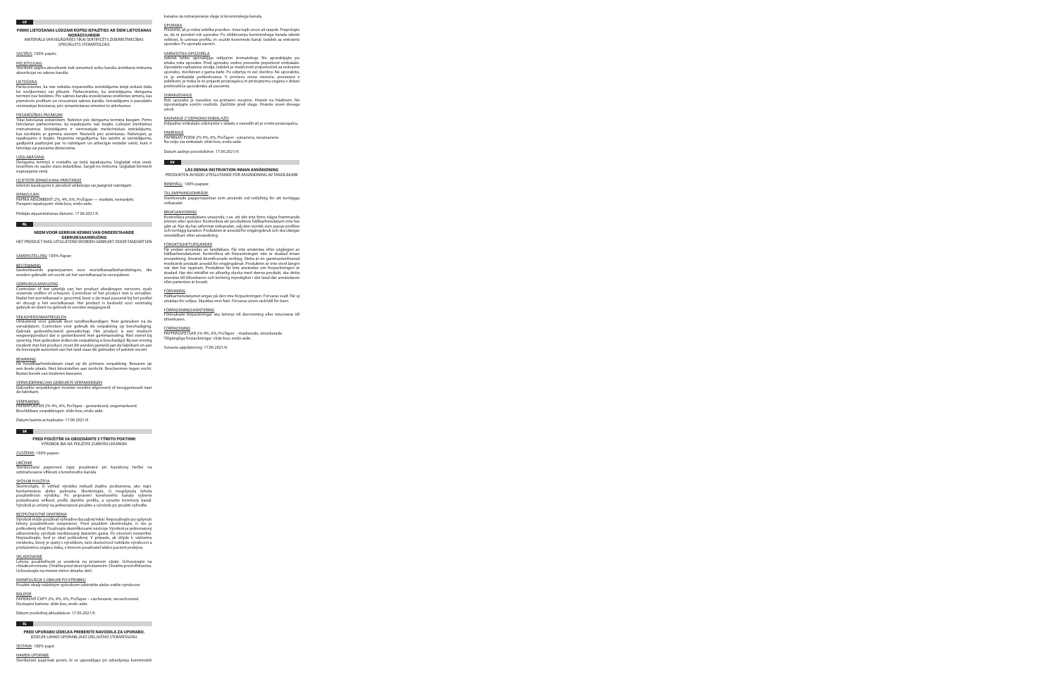## LV

**PIRMS LIETOŠANAS LŪDZAM RŪPĪGI IEPAZĪTIES AR ŠIEM LIETOŠANAS NORĀDĪJUMIEM**
MATERIĀLU VAR IEGĀDĀTIES TIKAI SERTIFICĒTS ZOBĀRSTNIECĪBAS SPECIĀLISTS STOMATOLOGS

SASTĀVS: 100% papīrs.

PIELIETOJUMS
Sterilizēti papīra absorbenti tiek izmantoti zobu kanālu ārstēšanā mitruma absorbcijai no saknes kanāla.

LIETOŠANA
Pārliecinieties, ka nav nekādu neparedzētu izstrādājuma ārējā izskatā tādu kā svešķermeņi vai plīsumi. Pārliecinieties, ka izstrādājuma derīguma termiņš nav beidzies. Pēc saknes kanāla izveidošanas izvēlieties izmēru, kas piemērots profilam un nosusiniet saknes kanālu. Izstrādājums ir paredzēts vienreizējai lietošanai, pēc izmantošanas izmetiet to atkritumos.

PIESARDZĪBAS PASĀKUMI
Tikai lietošanai zobārstiem. Nelietot pēc derīguma termiņa beigām. Pirms lietošanas pārliecinieties, ka iepakojums nav bojāts. Lietojiet sterilizētus instrumentus. Izstrādājums ir vienreizējais medicīniskais izstrādājums, kas sterilizēts ar gamma stariem. Nesterils pēc atvēršanas. Nelietojiet, ja iepakojums ir bojāts. Nopietna negadījuma, kas saistīts ar izstrādājumu, gadījumā paziņojiet par to ražotājam un attiecīgai iestādei valstī, kurā ir lietotājs vai pacienta dzīvesvieta.

UZGLABĀŠANA
Derīguma termiņš ir norādīts uz tiešā iepakojuma. Uzglabāt vēsā vietā. Izvairīties no saules staru iedarbības. Sargāt no mitruma. Uzglabāt bērniem nepieejamā vietā.

IZLIETOTĀ IEPAKOJUMA PĀRSTRĀDE
Izlietoti iepakojumi ir jānodod utilizācijai vai jāatgriež ražotājam.

IEPAKOJUMS
PAPĪRA ABSORBENTI 2%, 4%, 6%, ProTaper — marķēti, nemarķēti.
Pieejami iepakojumi: slide box; endo-aide.

Pēdējās atjaunināšanas datums: 17.06.2021/6

## NL

**NEEM VOOR GEBRUIK KENNIS VAN ONDERSTAANDE GEBRUIKSAANWIJZING**
HET PRODUCT MAG UITSLUITEND WORDEN GEBRUIKT DOOR TANDARTSEN

SAMENSTELLING: 100% Papier.

BESTEMMING
Gesteriliseerde papierpunten voor wortelkanaalbehandelingen, die worden gebruikt om vocht uit het wortelkanaal te verwijderen.

GEBRUIKSAANWIJZING
Controleer of het uiterlijk van het product afwijkingen vertoont, zoals vreemde stoffen of scheuren. Controleer of het product niet is vervallen. Nadat het wortelkanaal is gevormd, kiest u de maat passend bij het profiel en droogt u het wortelkanaal. Het product is bedoeld voor eenmalig gebruik en dient na gebruik te worden weggegooid.

VEILIGHEIDSMAATREGELEN
Uitsluitend voor gebruik door tandheelkundigen. Niet gebruiken na de vervaldatum. Controleer vóór gebruik de verpakking op beschadiging. Gebruik gedesinfecteerd gereedschap. Het product is een medisch wegwerpproduct dat is gesteriliseerd met gammastraling. Niet steriel bij opening. Niet gebruiken indien de verpakking is beschadigd. Bij een ernstig incident met het product, moet dit worden gemeld aan de fabrikant en aan de bevoegde autoriteit van het land waar de gebruiker of patiënt woont.

BEWARING
De houdbaarheidsdatum staat op de primaire verpakking. Bewaren op een koele plaats. Niet blootstellen aan zonlicht. Beschermen tegen vocht. Buiten bereik van kinderen bewaren.

VERWIJDERING VAN GEBRUIKTE VERPAKKINGEN
Gebruikte verpakkingen moeten worden afgevoerd of teruggestuurd naar de fabrikant.

VERPAKKING
PAPIERPUNTEN 2%, 4%, 6%, ProTaper - gemarkeerd, ongemarkeerd.
Beschikbare verpakkingen: slide box; endo-aide.

Datum laatste actualisatie: 17.06.2021/6

## SK

**PRED POUŽITÍM SA OBOZNÁMTE S TÝMITO POKYNMI**
VÝROBOK IBA NA POUŽITIE ZUBNÝMI LEKÁRMI

ZLOŽENIE: 100% papier.

URČENIE
Sterilizované papierové čapy používané pri kanálovej liečbe na odstraňovanie vlhkosti z koreňového kanála.

SPÔSOB POUŽITIA
Skontrolujte, či vzhľad výrobku nebudí žiadne podozrenia, ako napr. kontaminácie alebo puknutia. Skontrolujte, či neuplynula lehota použiteľnosti výrobku. Po pripravení koreňového kanála vyberte požadovanú veľkosť, podľa daného profilu, a vysušte koreňový kanál. Výrobok je určený na jednorazové použitie a výrobok po použití vyhoďte.

BEZPEČNOSTNÉ OPATRENIA
Výrobok môže používať výhradne iba zubný lekár. Nepoužívajte po uplynutí lehoty použiteľnosti (exspirácie). Pred použitím skontrolujte, či nie je poškodený obal. Používajte dezinfikované nástroje. Výrobok je jednorazový zdravotnícky výrobok sterilizovaný žiarením gama. Po otvorení nesterilné. Nepoužívajte, keď je obal poškodený. V prípade, ak dôjde k vážnemu incidentu, ktorý je spätý s výrobkom, túto skutočnosť nahláste výrobcovi a príslušnému orgánu štátu, v ktorom používateľ alebo pacient prebýva.

SKLADOVANIE
Lehota použiteľnosti je uvedená na priamom obale. Uchovávajte na chladnom mieste. Chráňte pred slnečným žiarením. Chráňte pred vlhkosťou. Uchovávajte na mieste mimo dosahu detí.

MANIPULÁCIA S OBALMI PO VÝROBKU
Použité obaly náležitým spôsobom odstráňte alebo vráťte výrobcovi.

BALENIE
PAPIEROVÉ ČAPY 2%, 4%, 6%, ProTaper – ciachované, neciachované.
Dostupné balenia: slide box; endo-aide.

Dátum poslednej aktualizácie: 17.06.2021/6

## SL

**PRED UPORABO IZDELKA PREBERITE NAVODILA ZA UPORABO.**
IZDELEK LAHKO UPORABLJAJO IZKLJUČNO STOMATOLOGI.

SESTAVA: 100% papir.

NAMEN UPORABE
Sterilizirani papirnati poeni, ki se uporabljajo pri zdravljenju koreninskih kanalov za odstranjevanje vlage iz koreninskega kanala.

UPORABA
Preverite, ali je videz izdelka pravilen - brez tujih snovi ali razpok. Prepričajte se, da ni potekel rok uporabe. Po oblikovanju koreninskega kanala izberite velikost, ki ustreza profilu, in osušite koreninski kanal. Izdelek za enkratno uporabo. Po uporabi zavrzi.

VARNOSTNA OPOZORILA
Izdelek lahko uporabljajo izključno stomatologi. Ne uporabljajte po izteku roka uporabe. Pred uporabo vedno preverite popolnost embalaže. Uporabite razkužena orodja. Izdelek je medicinski pripomoček za enkratno uporabo, steriliziran z gama žarki. Po odprtju ni več sterilno. Ne uporabite, če je embalaža poškodovana. V primeru resne nesreče, povezane z izdelkom, je treba le-to prijaviti proizvajalcu in pristojnemu organu v državi prebivališča uporabnika ali pacienta.

SHRANJEVANJE
Rok uporabe je naveden na primarni ovojnini. Hraniti na hladnem. Ne izpostavljajte sončni svetlobi. Zaščitite pred vlago. Hranite izven dosega otrok.

RAVNANJE Z ODPADNO EMBALAŽO
Odpadno embalažo odstranite v skladu z navodili ali jo vrnite proizvajalcu.

PAKIRANJE
PAPIRNATI POENI 2% 4%, 6%, ProTaper - označeno, neoznačeno.
Na voljo sta embalaži: slide box, endo-aide.

Datum zadnje posodobitve: 17.06.2021/6

## SV

**LÄS DENNA INSTRUKTION INNAN ANVÄNDNING**
PRODUKTEN AVSEDD UTESLUTANDE FÖR ANVÄNDNING AV TANDLÄKARE

INNEHÅLL: 100% papper.

TILLÄMPNINGSOMRÅDE
Steriliserade pappersspetsar som används vid rotfyllning för att torrlägga rotkanaler.

BRUKSANVISNING
Kontrollera produktens utseende, t.ex. att det inte finns några främmande ämnen eller sprickor. Kontrollera att produktens hållbarhetsdatum inte har gått ut. När du har utformat rotkanalen, välj den storlek som passar profilen och torrlägg kanalen. Produkten är avsedd för engångsbruk och ska slängas omedelbart efter användning.

FÖRSIKTIGHETSÅTGÄRDER
Får endast användas av tandläkare. Får inte användas efter utgången av hållbarhetsdatumet. Kontrollera att förpackningen inte är skadad innan användning. Använd desinfekterade verktyg. Detta är en gammasteriliserad medicinsk produkt avsedd för engångsbruk. Produkten är inte steril längre när den har öppnats. Produkten får inte användas om förpackningen är skadad. Har det inträffat en allvarlig olycka med denna produkt, ska detta anmälas till tillverkaren och behörig myndighet i det land där användaren eller patienten är bosatt.

FÖRVARING
Hållbarhetsdatumet anges på den inre förpackningen. Förvaras svalt. Får ej utsättas för solljus. Skyddas mot fukt. Förvaras utom räckhåll för barn.

FÖRPACKNINGSHANTERING
Förbrukade förpackningar ska lämnas till återvinning eller returneras till tillverkaren.

FÖRPACKNING
PAPPERSSPETSAR 2% 4%, 6%, ProTaper – markerade, omarkerade.
Tillgängliga förpackningar: slide box; endo-aide.

Senaste uppdatering: 17.06.2021/6